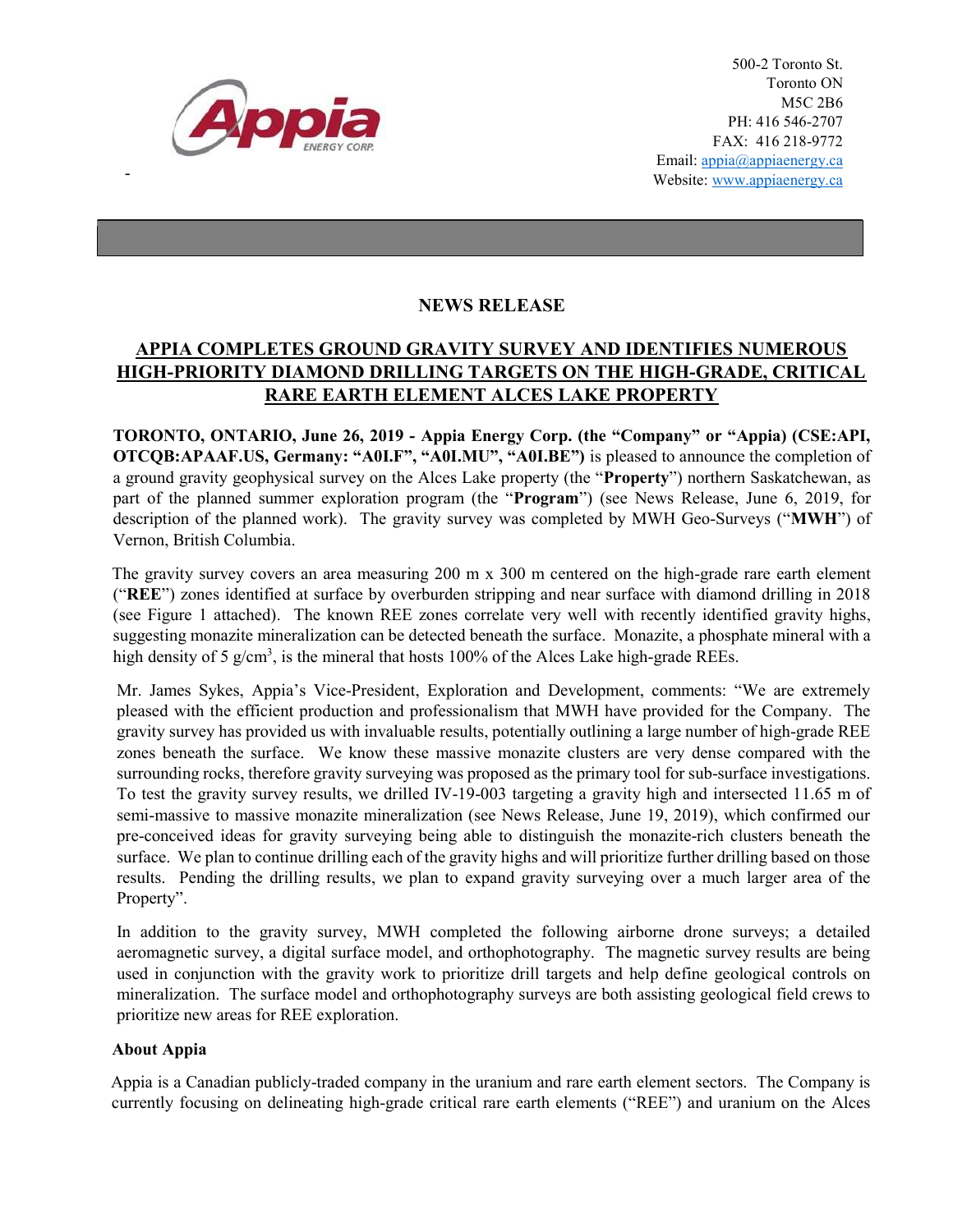500-2 Toronto St.
Toronto ON
M5C 2B6
PH: 416 546-2707
FAX: 416 218-9772
Email: appia@appiaenergy.ca
Website: www.appiaenergy.ca

## NEWS RELEASE

## APPIA COMPLETES GROUND GRAVITY SURVEY AND IDENTIFIES NUMEROUS HIGH-PRIORITY DIAMOND DRILLING TARGETS ON THE HIGH-GRADE, CRITICAL RARE EARTH ELEMENT ALCES LAKE PROPERTY

**TORONTO, ONTARIO, June 26, 2019 - Appia Energy Corp. (the "Company" or "Appia") (CSE:API, OTCQB:APAAF.US, Germany: "A0I.F", "A0I.MU", "A0I.BE")** is pleased to announce the completion of a ground gravity geophysical survey on the Alces Lake property (the "**Property**") northern Saskatchewan, as part of the planned summer exploration program (the "**Program**") (see News Release, June 6, 2019, for description of the planned work). The gravity survey was completed by MWH Geo-Surveys ("**MWH**") of Vernon, British Columbia.

The gravity survey covers an area measuring 200 m x 300 m centered on the high-grade rare earth element ("**REE**") zones identified at surface by overburden stripping and near surface with diamond drilling in 2018 (see Figure 1 attached). The known REE zones correlate very well with recently identified gravity highs, suggesting monazite mineralization can be detected beneath the surface. Monazite, a phosphate mineral with a high density of 5 g/cm$^3$, is the mineral that hosts 100% of the Alces Lake high-grade REEs.

Mr. James Sykes, Appia's Vice-President, Exploration and Development, comments: "We are extremely pleased with the efficient production and professionalism that MWH have provided for the Company. The gravity survey has provided us with invaluable results, potentially outlining a large number of high-grade REE zones beneath the surface. We know these massive monazite clusters are very dense compared with the surrounding rocks, therefore gravity surveying was proposed as the primary tool for sub-surface investigations. To test the gravity survey results, we drilled IV-19-003 targeting a gravity high and intersected 11.65 m of semi-massive to massive monazite mineralization (see News Release, June 19, 2019), which confirmed our pre-conceived ideas for gravity surveying being able to distinguish the monazite-rich clusters beneath the surface. We plan to continue drilling each of the gravity highs and will prioritize further drilling based on those results. Pending the drilling results, we plan to expand gravity surveying over a much larger area of the Property".

In addition to the gravity survey, MWH completed the following airborne drone surveys; a detailed aeromagnetic survey, a digital surface model, and orthophotography. The magnetic survey results are being used in conjunction with the gravity work to prioritize drill targets and help define geological controls on mineralization. The surface model and orthophotography surveys are both assisting geological field crews to prioritize new areas for REE exploration.

### About Appia

Appia is a Canadian publicly-traded company in the uranium and rare earth element sectors. The Company is currently focusing on delineating high-grade critical rare earth elements ("REE") and uranium on the Alces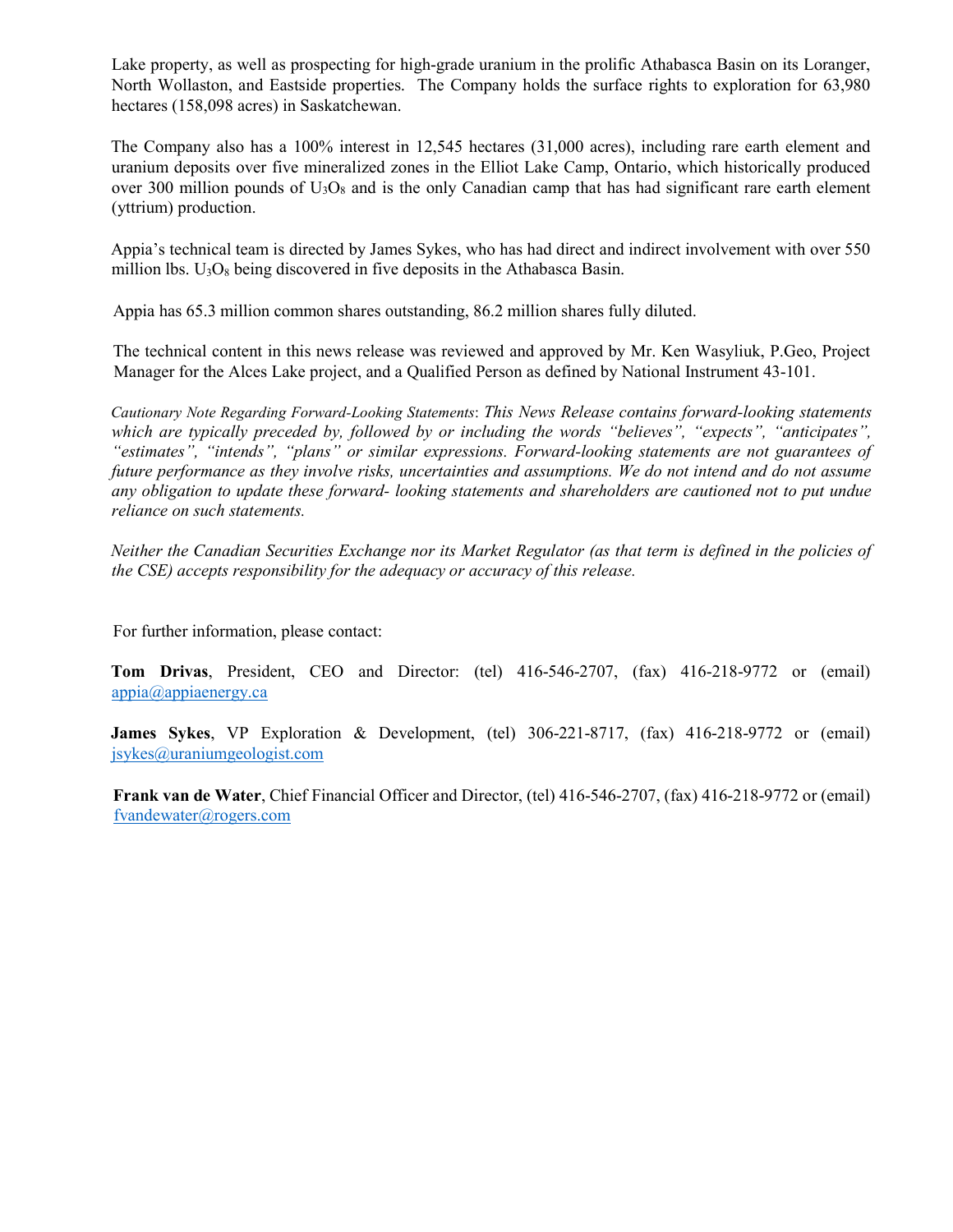Lake property, as well as prospecting for high-grade uranium in the prolific Athabasca Basin on its Loranger, North Wollaston, and Eastside properties. The Company holds the surface rights to exploration for 63,980 hectares (158,098 acres) in Saskatchewan.

The Company also has a 100% interest in 12,545 hectares (31,000 acres), including rare earth element and uranium deposits over five mineralized zones in the Elliot Lake Camp, Ontario, which historically produced over 300 million pounds of $U_3O_8$ and is the only Canadian camp that has had significant rare earth element (yttrium) production.

Appia's technical team is directed by James Sykes, who has had direct and indirect involvement with over 550 million lbs. $U_3O_8$ being discovered in five deposits in the Athabasca Basin.

Appia has 65.3 million common shares outstanding, 86.2 million shares fully diluted.

The technical content in this news release was reviewed and approved by Mr. Ken Wasyliuk, P.Geo, Project Manager for the Alces Lake project, and a Qualified Person as defined by National Instrument 43-101.

*Cautionary Note Regarding Forward-Looking Statements: This News Release contains forward-looking statements which are typically preceded by, followed by or including the words "believes", "expects", "anticipates", "estimates", "intends", "plans" or similar expressions. Forward-looking statements are not guarantees of future performance as they involve risks, uncertainties and assumptions. We do not intend and do not assume any obligation to update these forward- looking statements and shareholders are cautioned not to put undue reliance on such statements.*

*Neither the Canadian Securities Exchange nor its Market Regulator (as that term is defined in the policies of the CSE) accepts responsibility for the adequacy or accuracy of this release.*

For further information, please contact:

**Tom Drivas**, President, CEO and Director: (tel) 416-546-2707, (fax) 416-218-9772 or (email) appia@appiaenergy.ca

**James Sykes**, VP Exploration & Development, (tel) 306-221-8717, (fax) 416-218-9772 or (email) jsykes@uraniumgeologist.com

**Frank van de Water**, Chief Financial Officer and Director, (tel) 416-546-2707, (fax) 416-218-9772 or (email) fvandewater@rogers.com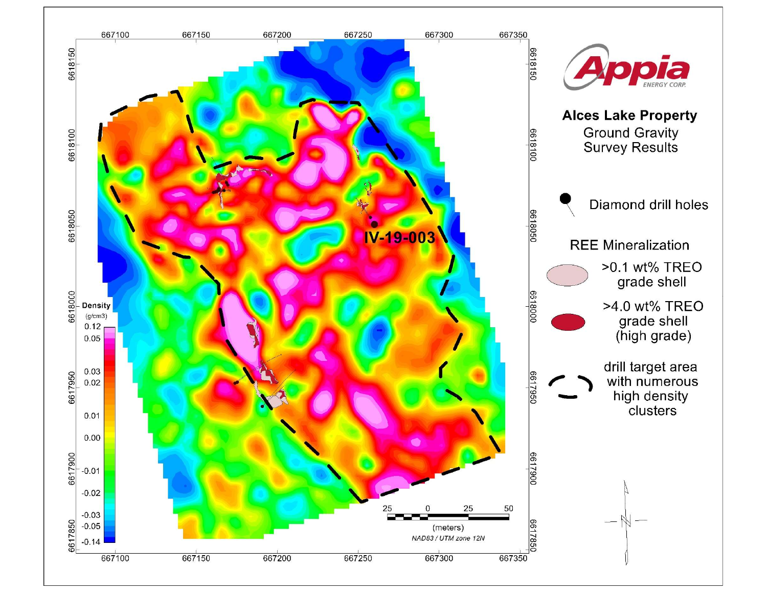Appia
ENERGY CORP.

**Alces Lake Property**
Ground Gravity
Survey Results

Diamond drill holes

REE Mineralization

>0.1 wt% TREO grade shell

>4.0 wt% TREO grade shell (high grade)

drill target area with numerous high density clusters

IV-19-003

Density (g/cm3)
0.12
0.05
0.03
0.02
0.01
0.00
-0.01
-0.02
-0.03
-0.05
-0.14

667100
667150
667200
667250
667300
667350

6618150
6618100
6618050
6618000
6617950
6617900
6617850

25 0 25 50
(meters)
NAD83 / UTM zone 12N

N